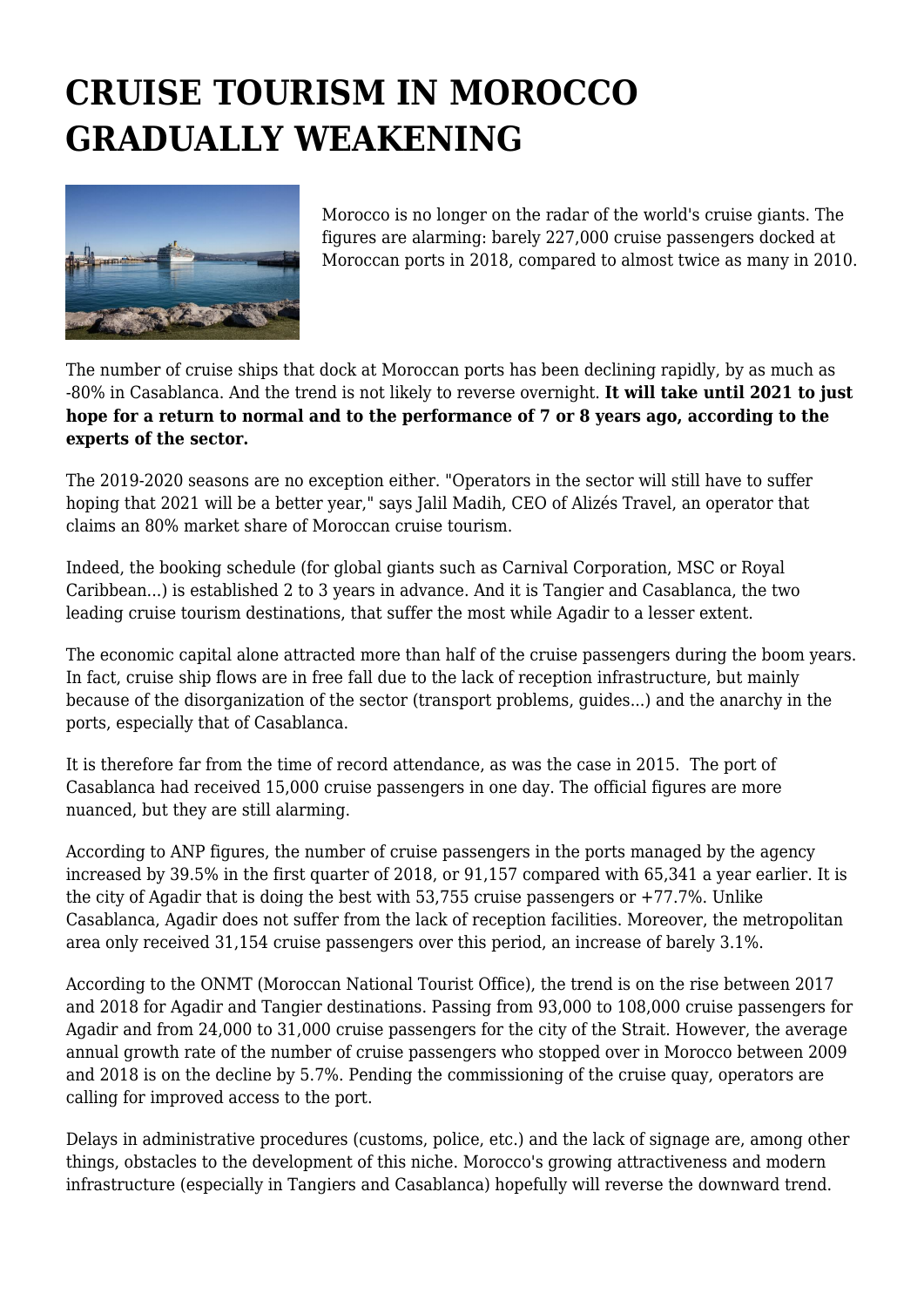# CRUISE TOURISM IN MOROCCO GRADUALLY WEAKENING

Morocco is no longer on the radar of the world's cruise giants. The figures are alarming: barely 227,000 cruise passengers docked at Moroccan ports in 2018, compared to almost twice as many in 2010.

The number of cruise ships that dock at Moroccan ports has been declining rapidly, by as much as -80% in Casablanca. And the trend is not likely to reverse overnight. **It will take until 2021 to just hope for a return to normal and to the performance of 7 or 8 years ago, according to the experts of the sector.**

The 2019-2020 seasons are no exception either. "Operators in the sector will still have to suffer hoping that 2021 will be a better year," says Jalil Madih, CEO of Alizés Travel, an operator that claims an 80% market share of Moroccan cruise tourism.

Indeed, the booking schedule (for global giants such as Carnival Corporation, MSC or Royal Caribbean...) is established 2 to 3 years in advance. And it is Tangier and Casablanca, the two leading cruise tourism destinations, that suffer the most while Agadir to a lesser extent.

The economic capital alone attracted more than half of the cruise passengers during the boom years. In fact, cruise ship flows are in free fall due to the lack of reception infrastructure, but mainly because of the disorganization of the sector (transport problems, guides...) and the anarchy in the ports, especially that of Casablanca.

It is therefore far from the time of record attendance, as was the case in 2015. The port of Casablanca had received 15,000 cruise passengers in one day. The official figures are more nuanced, but they are still alarming.

According to ANP figures, the number of cruise passengers in the ports managed by the agency increased by 39.5% in the first quarter of 2018, or 91,157 compared with 65,341 a year earlier. It is the city of Agadir that is doing the best with 53,755 cruise passengers or +77.7%. Unlike Casablanca, Agadir does not suffer from the lack of reception facilities. Moreover, the metropolitan area only received 31,154 cruise passengers over this period, an increase of barely 3.1%.

According to the ONMT (Moroccan National Tourist Office), the trend is on the rise between 2017 and 2018 for Agadir and Tangier destinations. Passing from 93,000 to 108,000 cruise passengers for Agadir and from 24,000 to 31,000 cruise passengers for the city of the Strait. However, the average annual growth rate of the number of cruise passengers who stopped over in Morocco between 2009 and 2018 is on the decline by 5.7%. Pending the commissioning of the cruise quay, operators are calling for improved access to the port.

Delays in administrative procedures (customs, police, etc.) and the lack of signage are, among other things, obstacles to the development of this niche. Morocco's growing attractiveness and modern infrastructure (especially in Tangiers and Casablanca) hopefully will reverse the downward trend.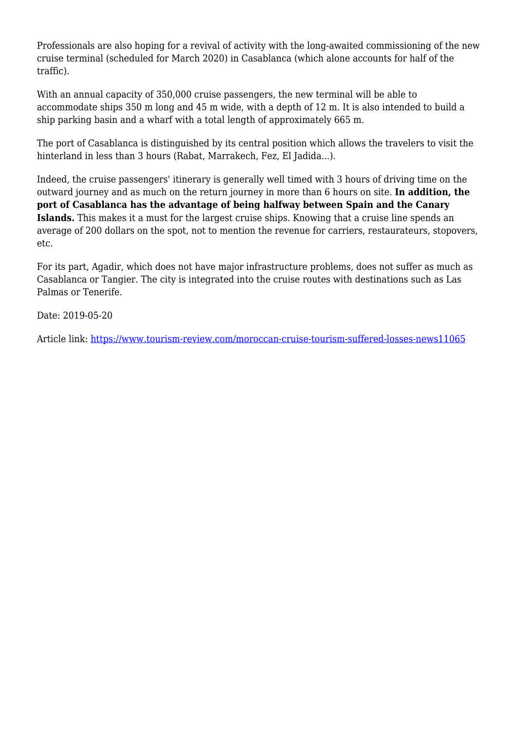Professionals are also hoping for a revival of activity with the long-awaited commissioning of the new cruise terminal (scheduled for March 2020) in Casablanca (which alone accounts for half of the traffic).

With an annual capacity of 350,000 cruise passengers, the new terminal will be able to accommodate ships 350 m long and 45 m wide, with a depth of 12 m. It is also intended to build a ship parking basin and a wharf with a total length of approximately 665 m.

The port of Casablanca is distinguished by its central position which allows the travelers to visit the hinterland in less than 3 hours (Rabat, Marrakech, Fez, El Jadida...).

Indeed, the cruise passengers' itinerary is generally well timed with 3 hours of driving time on the outward journey and as much on the return journey in more than 6 hours on site. **In addition, the port of Casablanca has the advantage of being halfway between Spain and the Canary Islands.** This makes it a must for the largest cruise ships. Knowing that a cruise line spends an average of 200 dollars on the spot, not to mention the revenue for carriers, restaurateurs, stopovers, etc.

For its part, Agadir, which does not have major infrastructure problems, does not suffer as much as Casablanca or Tangier. The city is integrated into the cruise routes with destinations such as Las Palmas or Tenerife.

Date: 2019-05-20

Article link: [https://www.tourism-review.com/moroccan-cruise-tourism-suffered-losses-news11065](https://www.tourism-review.com/moroccan-cruise-tourism-suffered-losses-news11065)